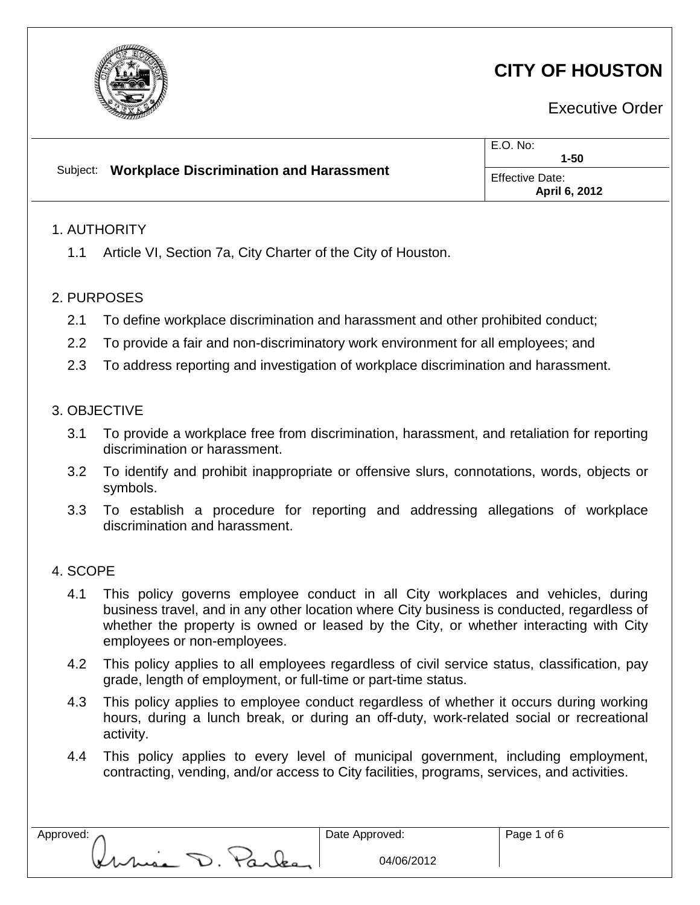# CITY OF HOUSTON

Executive Order

| Subject: **Workplace Discrimination and Harassment** | E.O. No: **1-50** |
| --- | --- |
| | Effective Date: **April 6, 2012** |

## 1. AUTHORITY

1.1 Article VI, Section 7a, City Charter of the City of Houston.

## 2. PURPOSES

2.1 To define workplace discrimination and harassment and other prohibited conduct;

2.2 To provide a fair and non-discriminatory work environment for all employees; and

2.3 To address reporting and investigation of workplace discrimination and harassment.

## 3. OBJECTIVE

3.1 To provide a workplace free from discrimination, harassment, and retaliation for reporting discrimination or harassment.

3.2 To identify and prohibit inappropriate or offensive slurs, connotations, words, objects or symbols.

3.3 To establish a procedure for reporting and addressing allegations of workplace discrimination and harassment.

## 4. SCOPE

4.1 This policy governs employee conduct in all City workplaces and vehicles, during business travel, and in any other location where City business is conducted, regardless of whether the property is owned or leased by the City, or whether interacting with City employees or non-employees.

4.2 This policy applies to all employees regardless of civil service status, classification, pay grade, length of employment, or full-time or part-time status.

4.3 This policy applies to employee conduct regardless of whether it occurs during working hours, during a lunch break, or during an off-duty, work-related social or recreational activity.

4.4 This policy applies to every level of municipal government, including employment, contracting, vending, and/or access to City facilities, programs, services, and activities.

| Approved: | Date Approved: |
| --- | --- |
| Annise D. Parker | 04/06/2012 |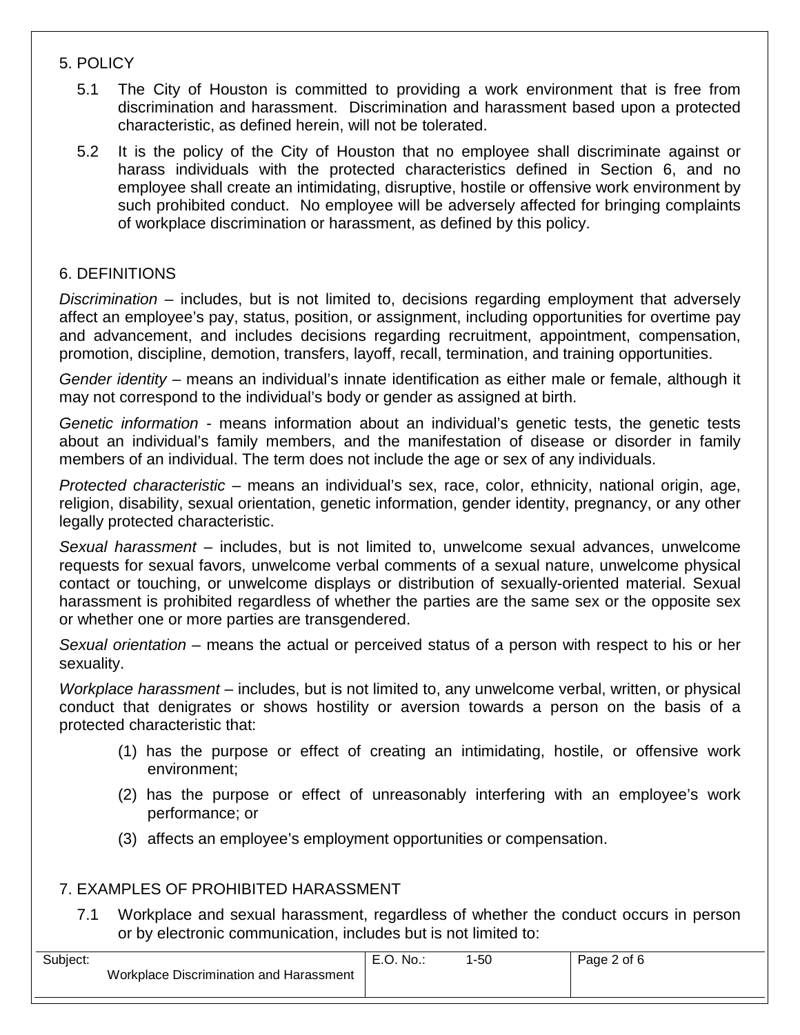## 5. POLICY

5.1 The City of Houston is committed to providing a work environment that is free from discrimination and harassment. Discrimination and harassment based upon a protected characteristic, as defined herein, will not be tolerated.

5.2 It is the policy of the City of Houston that no employee shall discriminate against or harass individuals with the protected characteristics defined in Section 6, and no employee shall create an intimidating, disruptive, hostile or offensive work environment by such prohibited conduct. No employee will be adversely affected for bringing complaints of workplace discrimination or harassment, as defined by this policy.

## 6. DEFINITIONS

*Discrimination* – includes, but is not limited to, decisions regarding employment that adversely affect an employee's pay, status, position, or assignment, including opportunities for overtime pay and advancement, and includes decisions regarding recruitment, appointment, compensation, promotion, discipline, demotion, transfers, layoff, recall, termination, and training opportunities.

*Gender identity* – means an individual's innate identification as either male or female, although it may not correspond to the individual's body or gender as assigned at birth.

*Genetic information* - means information about an individual's genetic tests, the genetic tests about an individual's family members, and the manifestation of disease or disorder in family members of an individual. The term does not include the age or sex of any individuals.

*Protected characteristic* – means an individual's sex, race, color, ethnicity, national origin, age, religion, disability, sexual orientation, genetic information, gender identity, pregnancy, or any other legally protected characteristic.

*Sexual harassment* – includes, but is not limited to, unwelcome sexual advances, unwelcome requests for sexual favors, unwelcome verbal comments of a sexual nature, unwelcome physical contact or touching, or unwelcome displays or distribution of sexually-oriented material. Sexual harassment is prohibited regardless of whether the parties are the same sex or the opposite sex or whether one or more parties are transgendered.

*Sexual orientation* – means the actual or perceived status of a person with respect to his or her sexuality.

*Workplace harassment* – includes, but is not limited to, any unwelcome verbal, written, or physical conduct that denigrates or shows hostility or aversion towards a person on the basis of a protected characteristic that:

(1) has the purpose or effect of creating an intimidating, hostile, or offensive work environment;

(2) has the purpose or effect of unreasonably interfering with an employee's work performance; or

(3) affects an employee's employment opportunities or compensation.

## 7. EXAMPLES OF PROHIBITED HARASSMENT

7.1 Workplace and sexual harassment, regardless of whether the conduct occurs in person or by electronic communication, includes but is not limited to: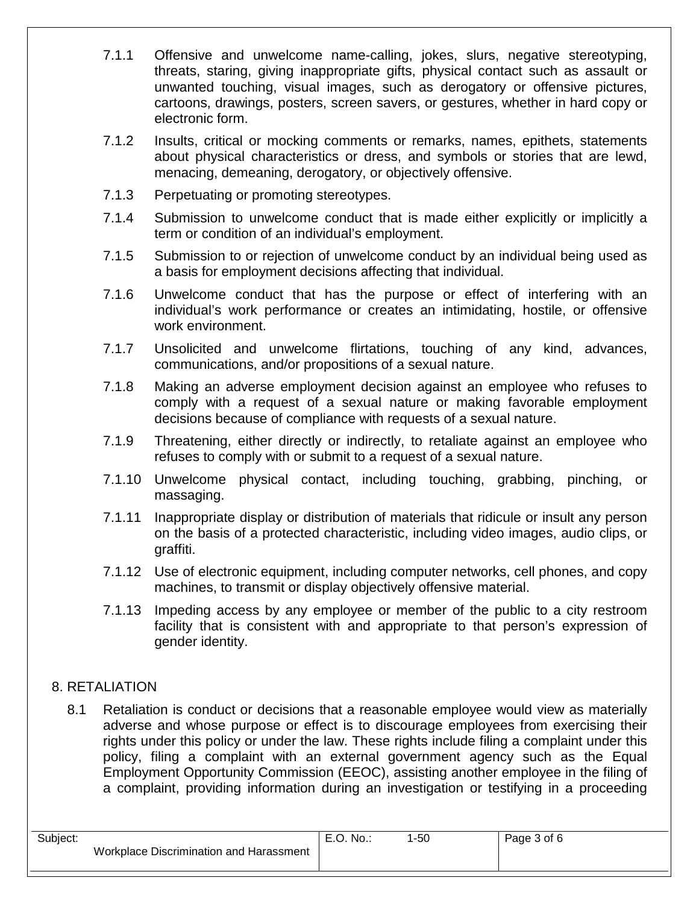7.1.1 Offensive and unwelcome name-calling, jokes, slurs, negative stereotyping, threats, staring, giving inappropriate gifts, physical contact such as assault or unwanted touching, visual images, such as derogatory or offensive pictures, cartoons, drawings, posters, screen savers, or gestures, whether in hard copy or electronic form.

7.1.2 Insults, critical or mocking comments or remarks, names, epithets, statements about physical characteristics or dress, and symbols or stories that are lewd, menacing, demeaning, derogatory, or objectively offensive.

7.1.3 Perpetuating or promoting stereotypes.

7.1.4 Submission to unwelcome conduct that is made either explicitly or implicitly a term or condition of an individual's employment.

7.1.5 Submission to or rejection of unwelcome conduct by an individual being used as a basis for employment decisions affecting that individual.

7.1.6 Unwelcome conduct that has the purpose or effect of interfering with an individual's work performance or creates an intimidating, hostile, or offensive work environment.

7.1.7 Unsolicited and unwelcome flirtations, touching of any kind, advances, communications, and/or propositions of a sexual nature.

7.1.8 Making an adverse employment decision against an employee who refuses to comply with a request of a sexual nature or making favorable employment decisions because of compliance with requests of a sexual nature.

7.1.9 Threatening, either directly or indirectly, to retaliate against an employee who refuses to comply with or submit to a request of a sexual nature.

7.1.10 Unwelcome physical contact, including touching, grabbing, pinching, or massaging.

7.1.11 Inappropriate display or distribution of materials that ridicule or insult any person on the basis of a protected characteristic, including video images, audio clips, or graffiti.

7.1.12 Use of electronic equipment, including computer networks, cell phones, and copy machines, to transmit or display objectively offensive material.

7.1.13 Impeding access by any employee or member of the public to a city restroom facility that is consistent with and appropriate to that person's expression of gender identity.

## 8. RETALIATION

8.1 Retaliation is conduct or decisions that a reasonable employee would view as materially adverse and whose purpose or effect is to discourage employees from exercising their rights under this policy or under the law. These rights include filing a complaint under this policy, filing a complaint with an external government agency such as the Equal Employment Opportunity Commission (EEOC), assisting another employee in the filing of a complaint, providing information during an investigation or testifying in a proceeding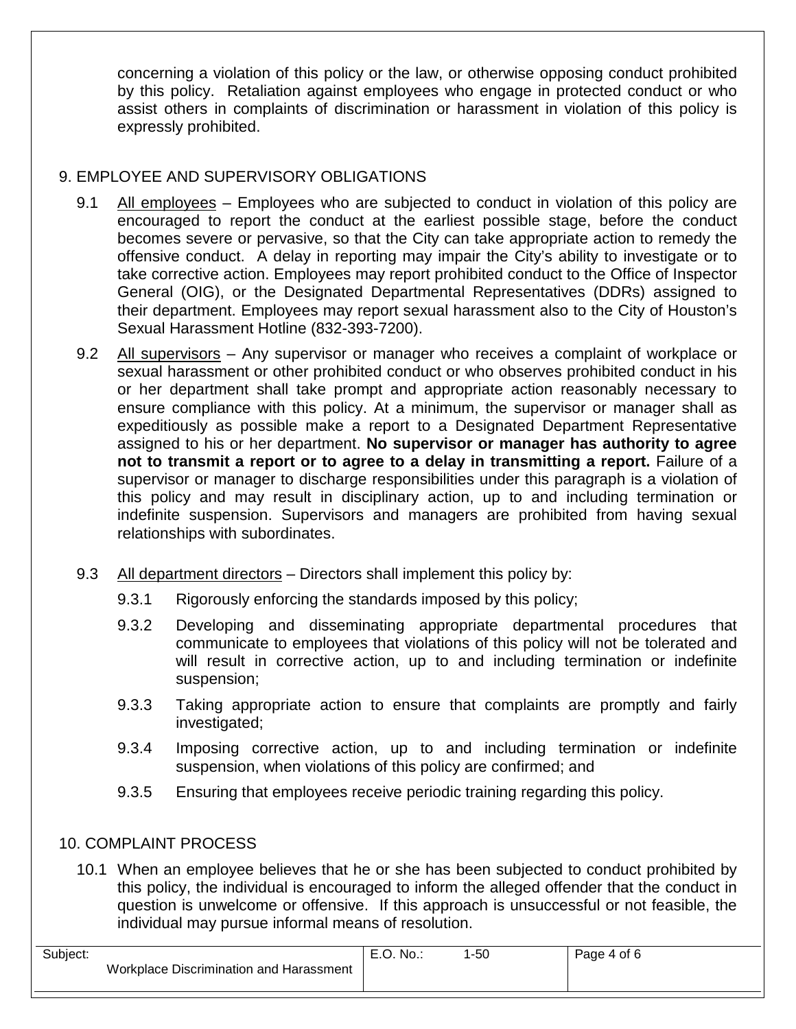concerning a violation of this policy or the law, or otherwise opposing conduct prohibited by this policy. Retaliation against employees who engage in protected conduct or who assist others in complaints of discrimination or harassment in violation of this policy is expressly prohibited.

## 9. EMPLOYEE AND SUPERVISORY OBLIGATIONS

9.1 <u>All employees</u> – Employees who are subjected to conduct in violation of this policy are encouraged to report the conduct at the earliest possible stage, before the conduct becomes severe or pervasive, so that the City can take appropriate action to remedy the offensive conduct. A delay in reporting may impair the City's ability to investigate or to take corrective action. Employees may report prohibited conduct to the Office of Inspector General (OIG), or the Designated Departmental Representatives (DDRs) assigned to their department. Employees may report sexual harassment also to the City of Houston's Sexual Harassment Hotline (832-393-7200).

9.2 <u>All supervisors</u> – Any supervisor or manager who receives a complaint of workplace or sexual harassment or other prohibited conduct or who observes prohibited conduct in his or her department shall take prompt and appropriate action reasonably necessary to ensure compliance with this policy. At a minimum, the supervisor or manager shall as expeditiously as possible make a report to a Designated Department Representative assigned to his or her department. **No supervisor or manager has authority to agree not to transmit a report or to agree to a delay in transmitting a report.** Failure of a supervisor or manager to discharge responsibilities under this paragraph is a violation of this policy and may result in disciplinary action, up to and including termination or indefinite suspension. Supervisors and managers are prohibited from having sexual relationships with subordinates.

9.3 <u>All department directors</u> – Directors shall implement this policy by:

- 9.3.1 Rigorously enforcing the standards imposed by this policy;
- 9.3.2 Developing and disseminating appropriate departmental procedures that communicate to employees that violations of this policy will not be tolerated and will result in corrective action, up to and including termination or indefinite suspension;
- 9.3.3 Taking appropriate action to ensure that complaints are promptly and fairly investigated;
- 9.3.4 Imposing corrective action, up to and including termination or indefinite suspension, when violations of this policy are confirmed; and
- 9.3.5 Ensuring that employees receive periodic training regarding this policy.

## 10. COMPLAINT PROCESS

10.1 When an employee believes that he or she has been subjected to conduct prohibited by this policy, the individual is encouraged to inform the alleged offender that the conduct in question is unwelcome or offensive. If this approach is unsuccessful or not feasible, the individual may pursue informal means of resolution.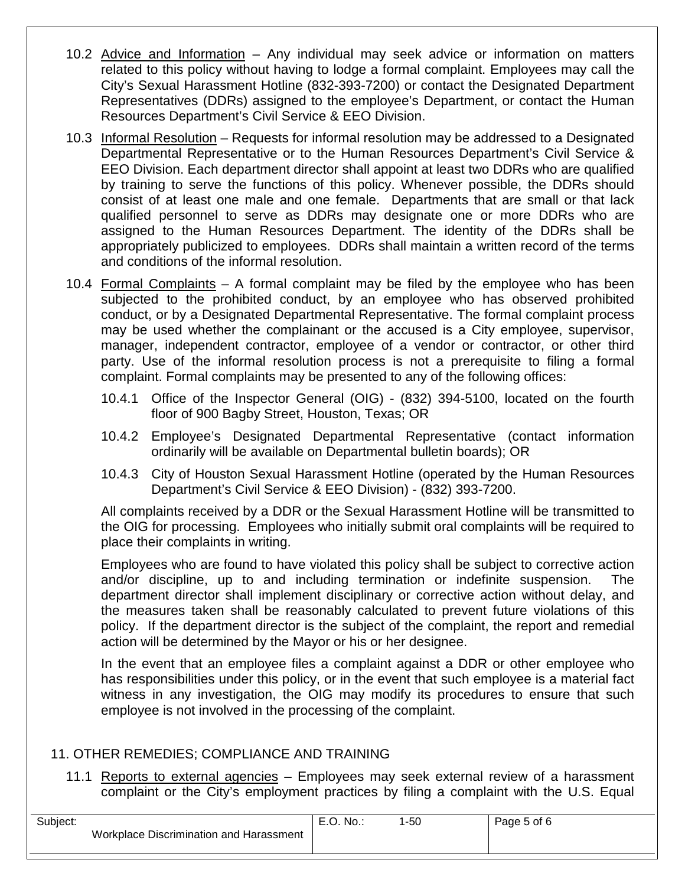10.2 Advice and Information – Any individual may seek advice or information on matters related to this policy without having to lodge a formal complaint. Employees may call the City's Sexual Harassment Hotline (832-393-7200) or contact the Designated Department Representatives (DDRs) assigned to the employee's Department, or contact the Human Resources Department's Civil Service & EEO Division.

10.3 Informal Resolution – Requests for informal resolution may be addressed to a Designated Departmental Representative or to the Human Resources Department's Civil Service & EEO Division. Each department director shall appoint at least two DDRs who are qualified by training to serve the functions of this policy. Whenever possible, the DDRs should consist of at least one male and one female. Departments that are small or that lack qualified personnel to serve as DDRs may designate one or more DDRs who are assigned to the Human Resources Department. The identity of the DDRs shall be appropriately publicized to employees. DDRs shall maintain a written record of the terms and conditions of the informal resolution.

10.4 Formal Complaints – A formal complaint may be filed by the employee who has been subjected to the prohibited conduct, by an employee who has observed prohibited conduct, or by a Designated Departmental Representative. The formal complaint process may be used whether the complainant or the accused is a City employee, supervisor, manager, independent contractor, employee of a vendor or contractor, or other third party. Use of the informal resolution process is not a prerequisite to filing a formal complaint. Formal complaints may be presented to any of the following offices:

10.4.1 Office of the Inspector General (OIG) - (832) 394-5100, located on the fourth floor of 900 Bagby Street, Houston, Texas; OR

10.4.2 Employee's Designated Departmental Representative (contact information ordinarily will be available on Departmental bulletin boards); OR

10.4.3 City of Houston Sexual Harassment Hotline (operated by the Human Resources Department's Civil Service & EEO Division) - (832) 393-7200.

All complaints received by a DDR or the Sexual Harassment Hotline will be transmitted to the OIG for processing. Employees who initially submit oral complaints will be required to place their complaints in writing.

Employees who are found to have violated this policy shall be subject to corrective action and/or discipline, up to and including termination or indefinite suspension. The department director shall implement disciplinary or corrective action without delay, and the measures taken shall be reasonably calculated to prevent future violations of this policy. If the department director is the subject of the complaint, the report and remedial action will be determined by the Mayor or his or her designee.

In the event that an employee files a complaint against a DDR or other employee who has responsibilities under this policy, or in the event that such employee is a material fact witness in any investigation, the OIG may modify its procedures to ensure that such employee is not involved in the processing of the complaint.

## 11. OTHER REMEDIES; COMPLIANCE AND TRAINING

11.1 Reports to external agencies – Employees may seek external review of a harassment complaint or the City's employment practices by filing a complaint with the U.S. Equal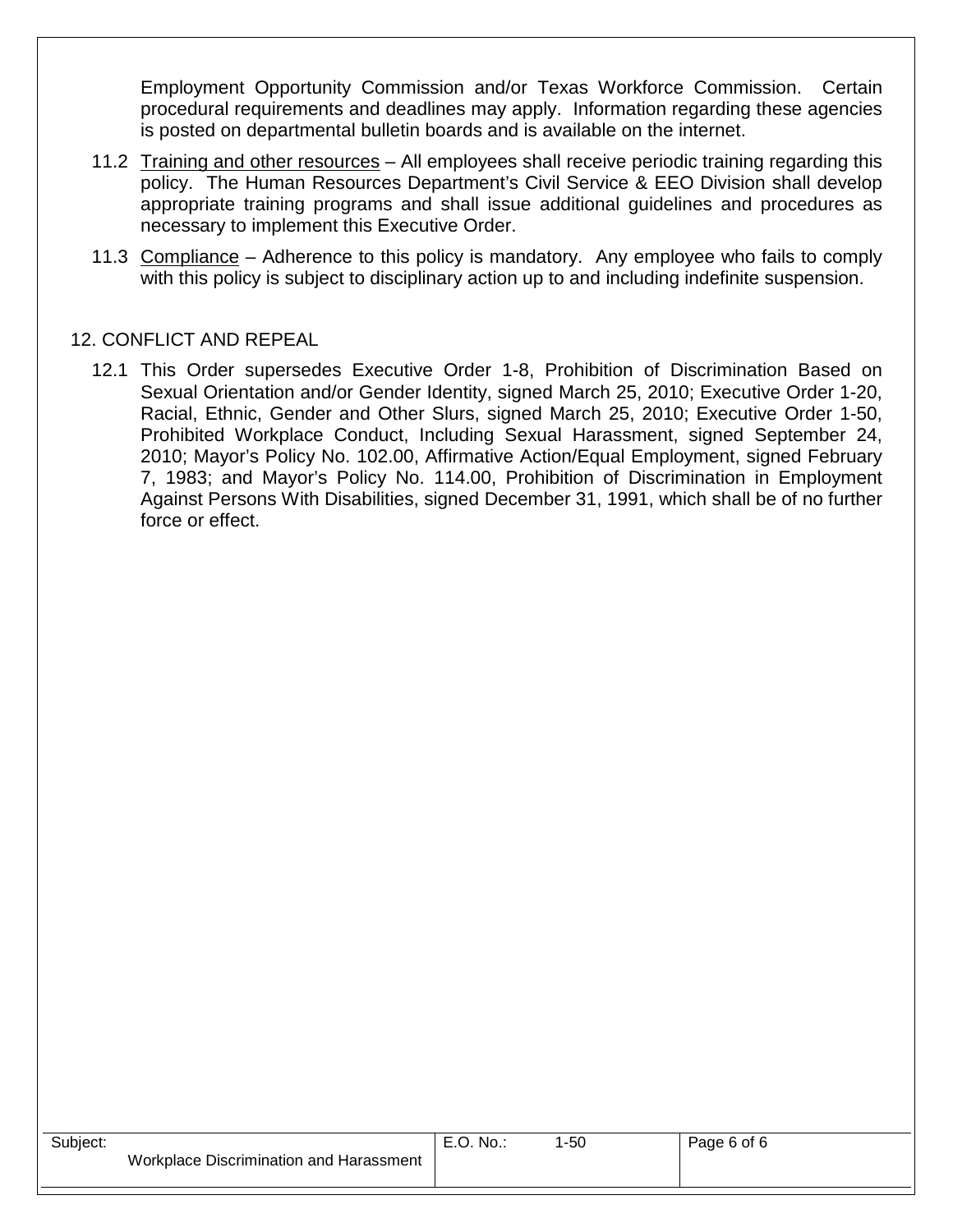Employment Opportunity Commission and/or Texas Workforce Commission. Certain procedural requirements and deadlines may apply. Information regarding these agencies is posted on departmental bulletin boards and is available on the internet.

11.2 Training and other resources – All employees shall receive periodic training regarding this policy. The Human Resources Department's Civil Service & EEO Division shall develop appropriate training programs and shall issue additional guidelines and procedures as necessary to implement this Executive Order.

11.3 Compliance – Adherence to this policy is mandatory. Any employee who fails to comply with this policy is subject to disciplinary action up to and including indefinite suspension.

## 12. CONFLICT AND REPEAL

12.1 This Order supersedes Executive Order 1-8, Prohibition of Discrimination Based on Sexual Orientation and/or Gender Identity, signed March 25, 2010; Executive Order 1-20, Racial, Ethnic, Gender and Other Slurs, signed March 25, 2010; Executive Order 1-50, Prohibited Workplace Conduct, Including Sexual Harassment, signed September 24, 2010; Mayor's Policy No. 102.00, Affirmative Action/Equal Employment, signed February 7, 1983; and Mayor's Policy No. 114.00, Prohibition of Discrimination in Employment Against Persons With Disabilities, signed December 31, 1991, which shall be of no further force or effect.